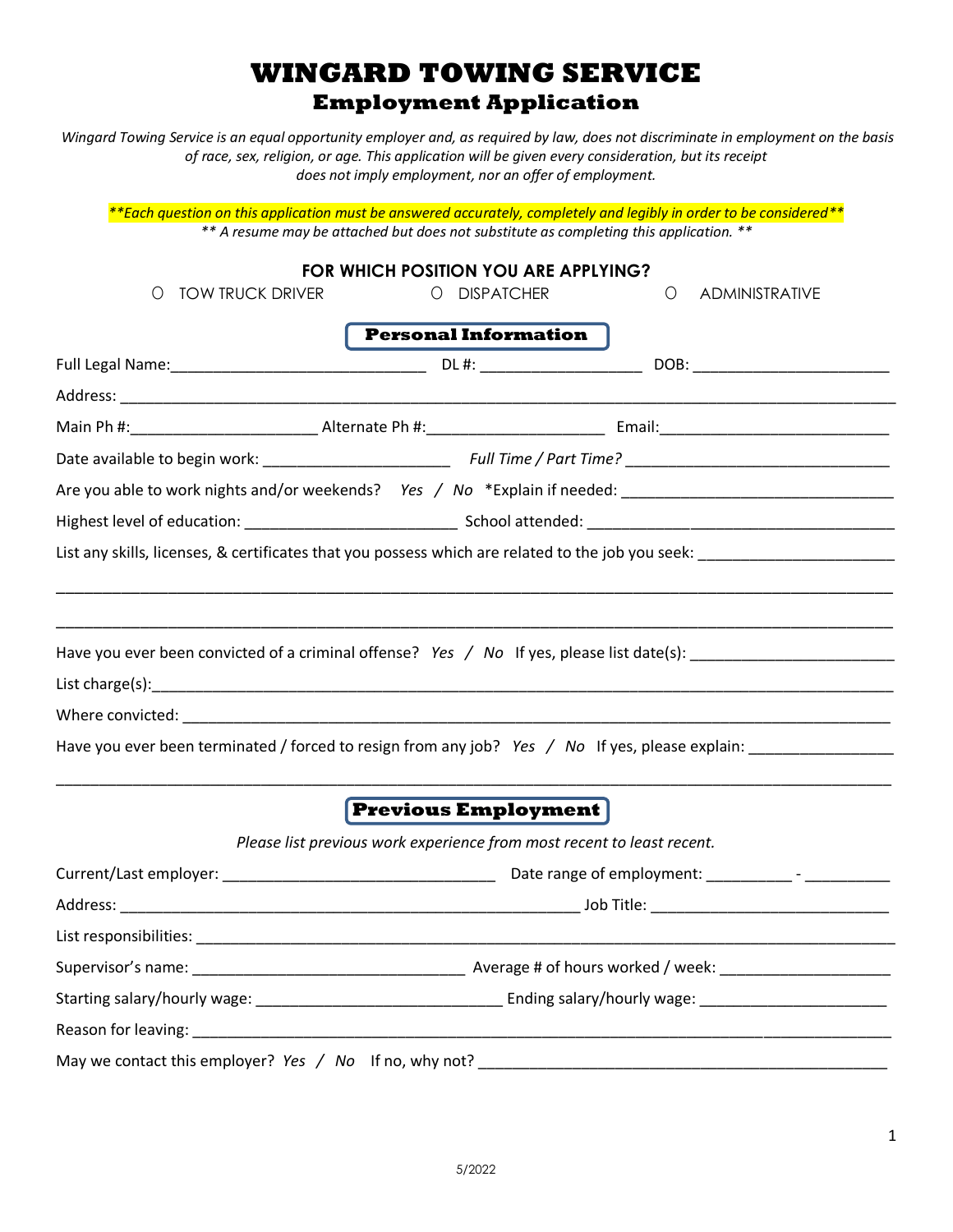# WINGARD TOWING SERVICE

## Employment Application

*Wingard Towing Service is an equal opportunity employer and, as required by law, does not discriminate in employment on the basis of race, sex, religion, or age. This application will be given every consideration, but its receipt does not imply employment, nor an offer of employment.*

***Each question on this application must be answered accurately, completely and legibly in order to be considered***

*** A resume may be attached but does not substitute as completing this application. ***

**FOR WHICH POSITION YOU ARE APPLYING?**

O TOW TRUCK DRIVER  O DISPATCHER  O ADMINISTRATIVE

### Personal Information

Full Legal Name:______________________________ DL #: ____________________ DOB: ________________________

Address: ____________________________________________________________________________________________

Main Ph #:______________________ Alternate Ph #:_____________________ Email:___________________________

Date available to begin work: ______________________ *Full Time / Part Time?* _______________________________

Are you able to work nights and/or weekends? *Yes / No* *Explain if needed: ________________________________

Highest level of education: __________________________ School attended: ______________________________________

List any skills, licenses, & certificates that you possess which are related to the job you seek: ________________________

____________________________________________________________________________________________________

____________________________________________________________________________________________________

Have you ever been convicted of a criminal offense? *Yes / No* If yes, please list date(s): ________________________

List charge(s):_______________________________________________________________________________________

Where convicted: ____________________________________________________________________________________

Have you ever been terminated / forced to resign from any job? *Yes / No* If yes, please explain: _________________

____________________________________________________________________________________________________

### Previous Employment

*Please list previous work experience from most recent to least recent.*

Current/Last employer: ________________________________ Date range of employment: __________ - __________

Address: ________________________________________________________ Job Title: ____________________________

List responsibilities: __________________________________________________________________________________

Supervisor's name: _________________________________ Average # of hours worked / week: ____________________

Starting salary/hourly wage: _____________________________ Ending salary/hourly wage: ______________________

Reason for leaving: ___________________________________________________________________________________

May we contact this employer? *Yes / No* If no, why not? __________________________________________________

5/2022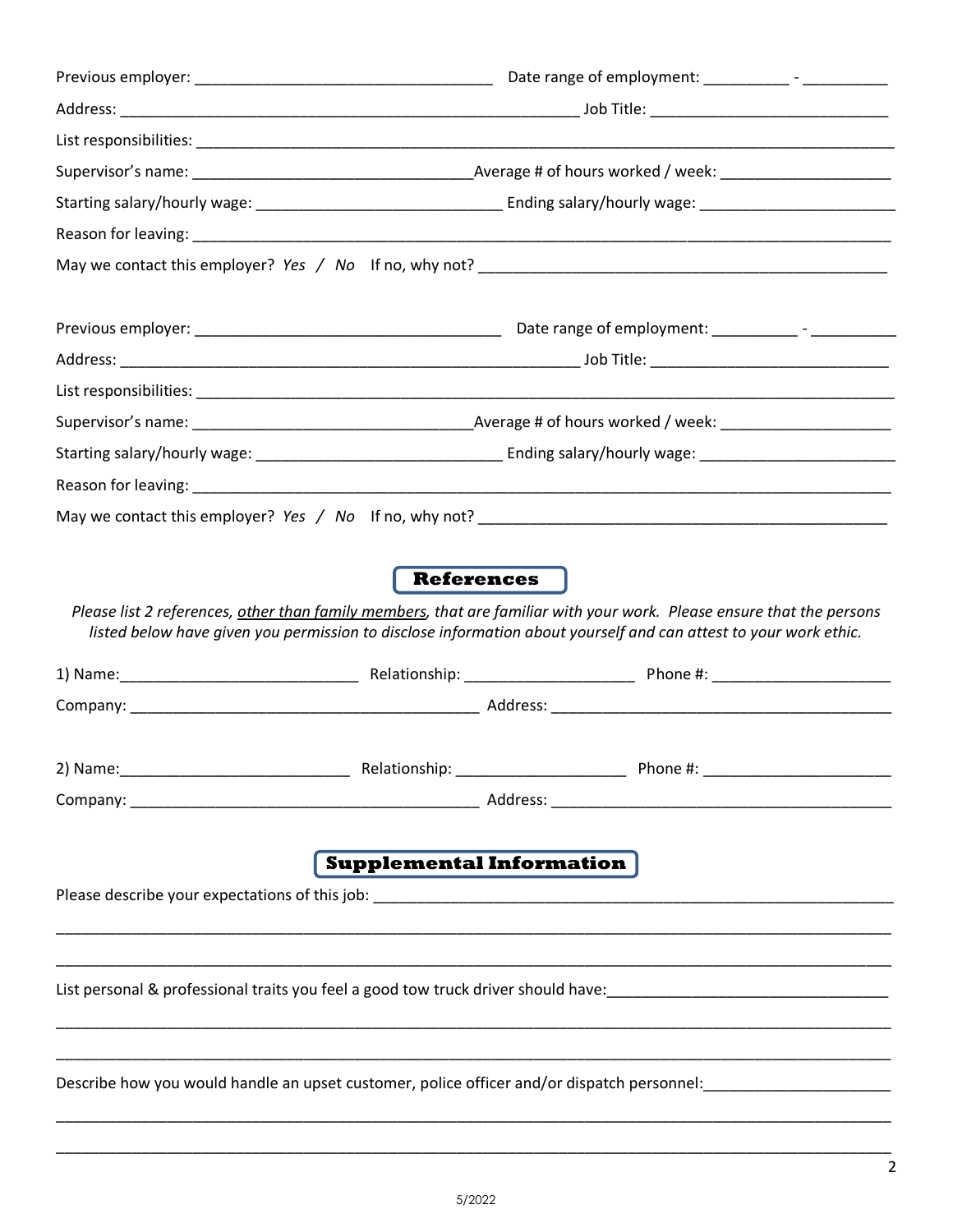Previous employer: ___________________________________ Date range of employment: __________ - __________

Address: _______________________________________________________ Job Title: _____________________________

List responsibilities: ____________________________________________________________________________________

Supervisor's name: ________________________________Average # of hours worked / week: ____________________

Starting salary/hourly wage: _____________________________ Ending salary/hourly wage: _______________________

Reason for leaving: _______________________________________________________________________________________

May we contact this employer? *Yes* / *No* If no, why not? _________________________________________________

Previous employer: ___________________________________ Date range of employment: __________ - __________

Address: _______________________________________________________ Job Title: _____________________________

List responsibilities: ____________________________________________________________________________________

Supervisor's name: ________________________________Average # of hours worked / week: ____________________

Starting salary/hourly wage: _____________________________ Ending salary/hourly wage: _______________________

Reason for leaving: _______________________________________________________________________________________

May we contact this employer? *Yes* / *No* If no, why not? _________________________________________________

## References

*Please list 2 references, other than family members, that are familiar with your work. Please ensure that the persons listed below have given you permission to disclose information about yourself and can attest to your work ethic.*

1) Name:____________________________ Relationship: ____________________ Phone #: _____________________

Company: _________________________________________ Address: _________________________________________

2) Name:___________________________ Relationship: ____________________ Phone #: ______________________

Company: _________________________________________ Address: _________________________________________

## Supplemental Information

Please describe your expectations of this job: ______________________________________________________________

_________________________________________________________________________________________________________

_________________________________________________________________________________________________________

List personal & professional traits you feel a good tow truck driver should have:_________________________________

_________________________________________________________________________________________________________

_________________________________________________________________________________________________________

Describe how you would handle an upset customer, police officer and/or dispatch personnel:_____________________

_________________________________________________________________________________________________________

_________________________________________________________________________________________________________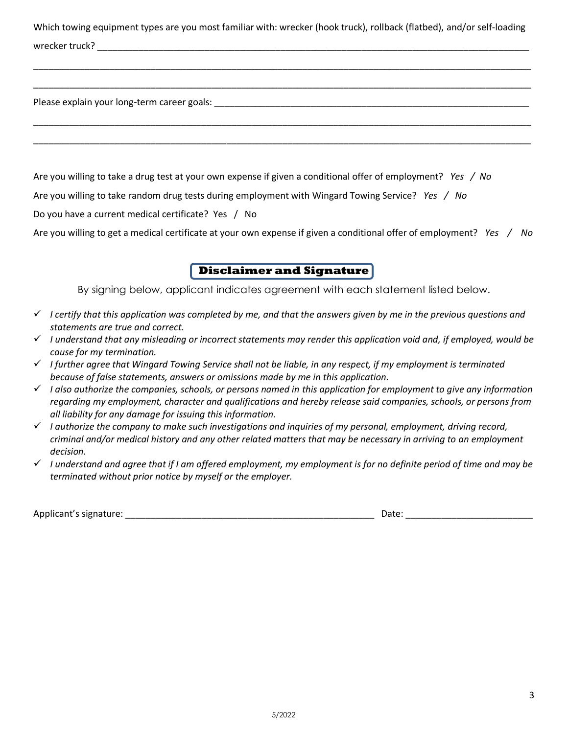Which towing equipment types are you most familiar with: wrecker (hook truck), rollback (flatbed), and/or self-loading wrecker truck? ___________________________________________________________________________

_____________________________________________________________________________________________

_____________________________________________________________________________________________

Please explain your long-term career goals: ______________________________________________________

_____________________________________________________________________________________________

_____________________________________________________________________________________________

Are you willing to take a drug test at your own expense if given a conditional offer of employment? *Yes / No*

Are you willing to take random drug tests during employment with Wingard Towing Service? *Yes / No*

Do you have a current medical certificate? Yes / No

Are you willing to get a medical certificate at your own expense if given a conditional offer of employment? *Yes / No*

## Disclaimer and Signature

By signing below, applicant indicates agreement with each statement listed below.

- ✓ *I certify that this application was completed by me, and that the answers given by me in the previous questions and statements are true and correct.*
- ✓ *I understand that any misleading or incorrect statements may render this application void and, if employed, would be cause for my termination.*
- ✓ *I further agree that Wingard Towing Service shall not be liable, in any respect, if my employment is terminated because of false statements, answers or omissions made by me in this application.*
- ✓ *I also authorize the companies, schools, or persons named in this application for employment to give any information regarding my employment, character and qualifications and hereby release said companies, schools, or persons from all liability for any damage for issuing this information.*
- ✓ *I authorize the company to make such investigations and inquiries of my personal, employment, driving record, criminal and/or medical history and any other related matters that may be necessary in arriving to an employment decision.*
- ✓ *I understand and agree that if I am offered employment, my employment is for no definite period of time and may be terminated without prior notice by myself or the employer.*

Applicant's signature: _____________________________________________ Date: ______________________

5/2022